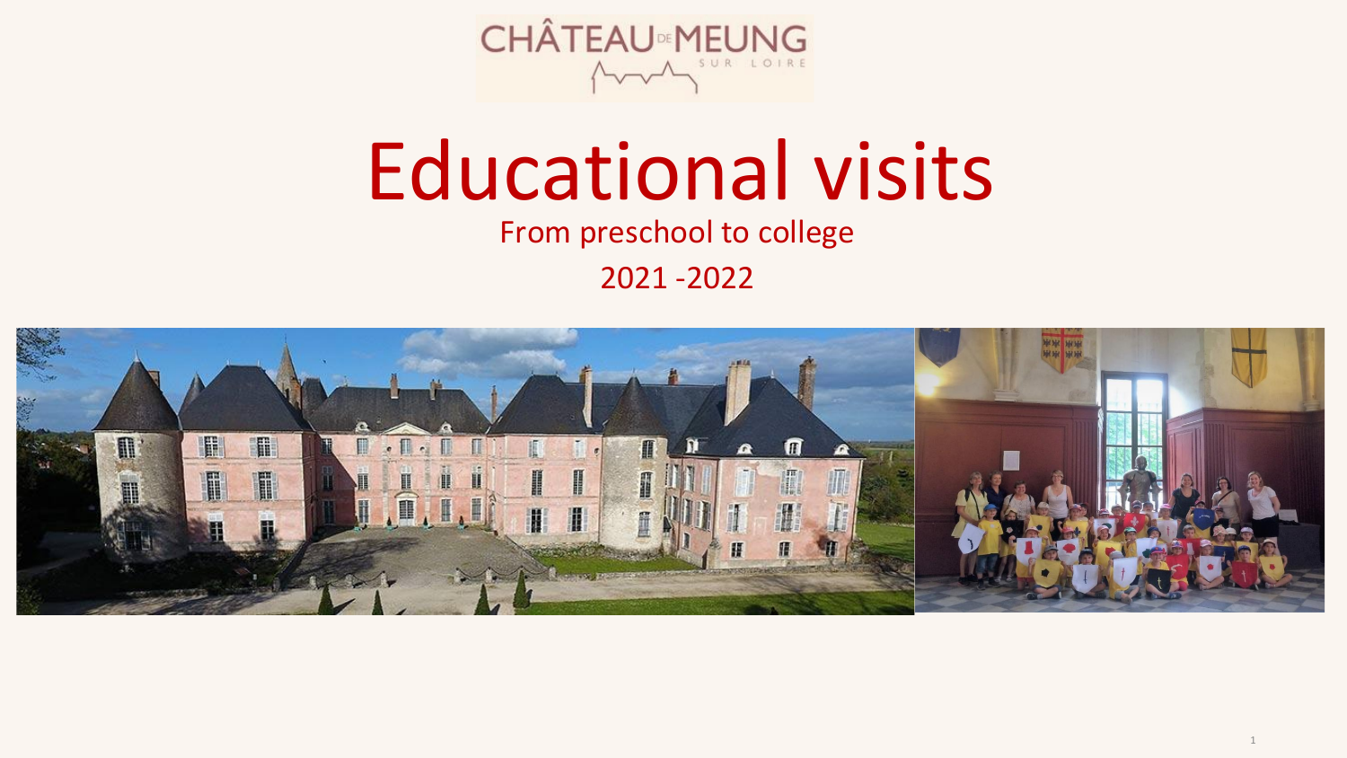CHÂTEAU DE MEUNG SUR LOIRE

# Educational visits

From preschool to college

2021 -2022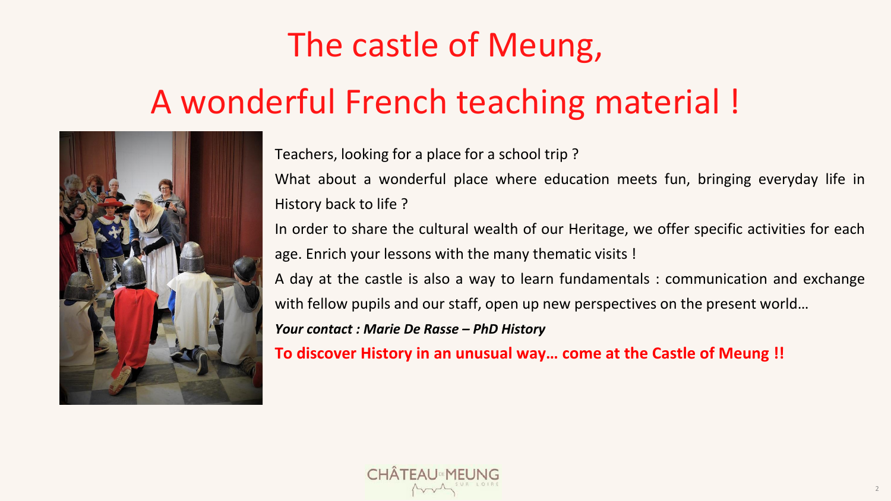# The castle of Meung,

# A wonderful French teaching material !

Teachers, looking for a place for a school trip ?

What about a wonderful place where education meets fun, bringing everyday life in History back to life ?

In order to share the cultural wealth of our Heritage, we offer specific activities for each age. Enrich your lessons with the many thematic visits !

A day at the castle is also a way to learn fundamentals : communication and exchange with fellow pupils and our staff, open up new perspectives on the present world…

***Your contact : Marie De Rasse – PhD History***

**To discover History in an unusual way… come at the Castle of Meung !!**

CHÂTEAU DE MEUNG SUR LOIRE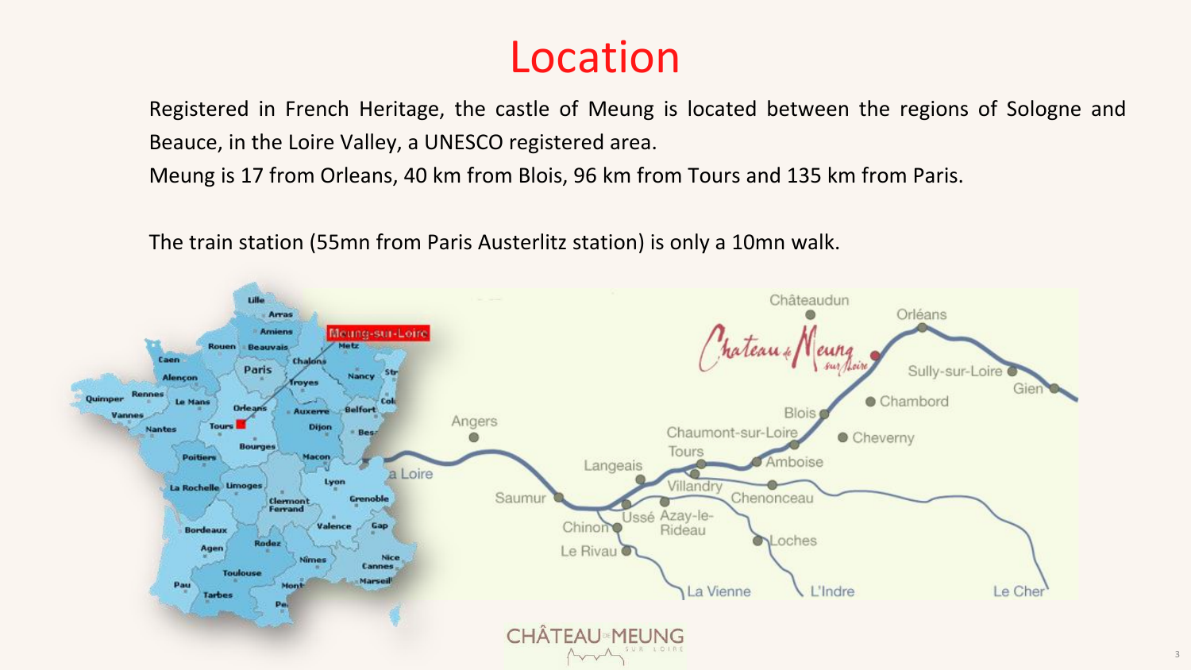# Location

Registered in French Heritage, the castle of Meung is located between the regions of Sologne and Beauce, in the Loire Valley, a UNESCO registered area.
Meung is 17 from Orleans, 40 km from Blois, 96 km from Tours and 135 km from Paris.

The train station (55mn from Paris Austerlitz station) is only a 10mn walk.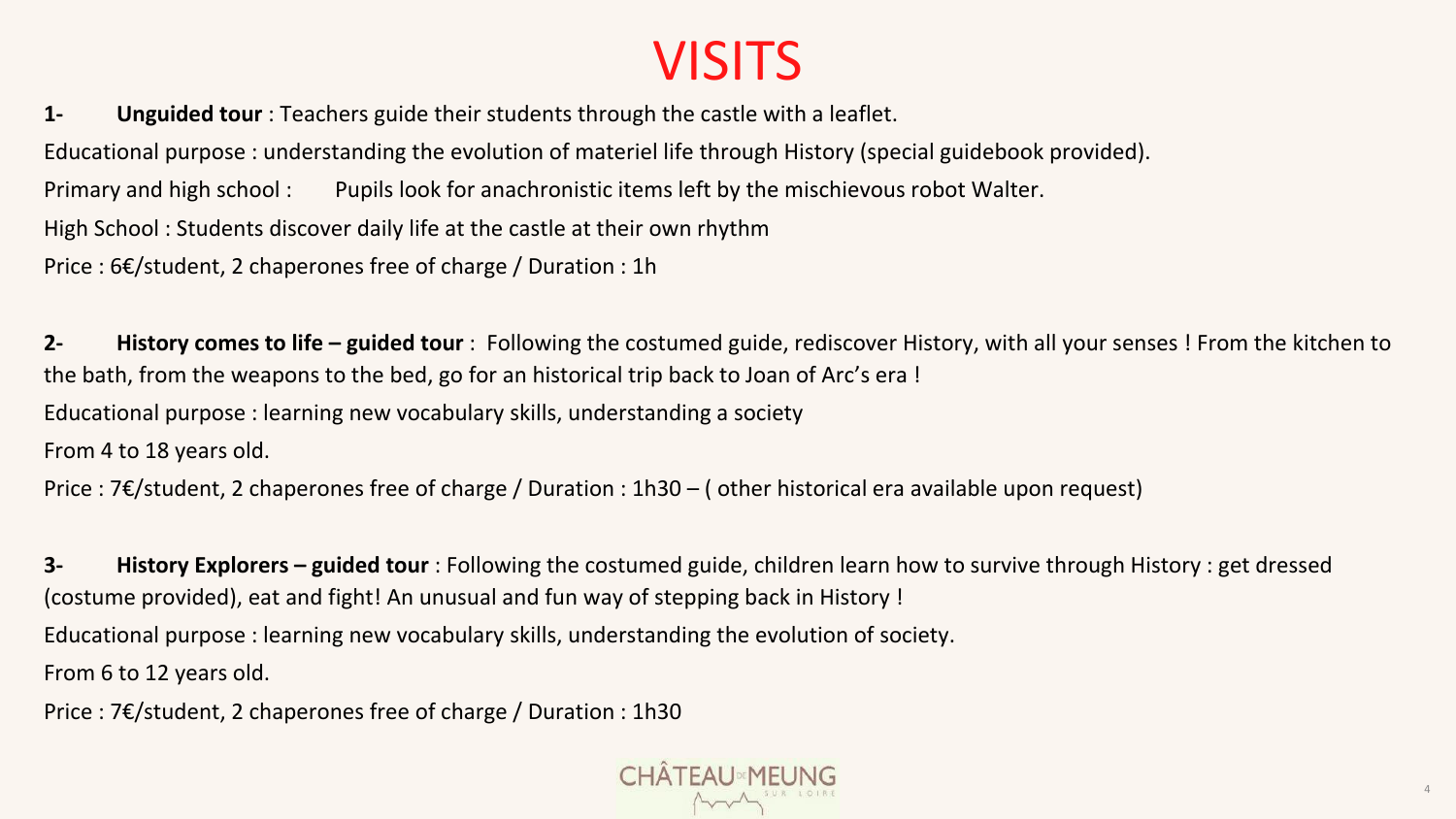# VISITS

**1- Unguided tour** : Teachers guide their students through the castle with a leaflet.

Educational purpose : understanding the evolution of materiel life through History (special guidebook provided).

Primary and high school : Pupils look for anachronistic items left by the mischievous robot Walter.

High School : Students discover daily life at the castle at their own rhythm

Price : 6€/student, 2 chaperones free of charge / Duration : 1h

**2- History comes to life – guided tour** : Following the costumed guide, rediscover History, with all your senses ! From the kitchen to the bath, from the weapons to the bed, go for an historical trip back to Joan of Arc's era !

Educational purpose : learning new vocabulary skills, understanding a society

From 4 to 18 years old.

Price : 7€/student, 2 chaperones free of charge / Duration : 1h30 – ( other historical era available upon request)

**3- History Explorers – guided tour** : Following the costumed guide, children learn how to survive through History : get dressed (costume provided), eat and fight! An unusual and fun way of stepping back in History !

Educational purpose : learning new vocabulary skills, understanding the evolution of society.

From 6 to 12 years old.

Price : 7€/student, 2 chaperones free of charge / Duration : 1h30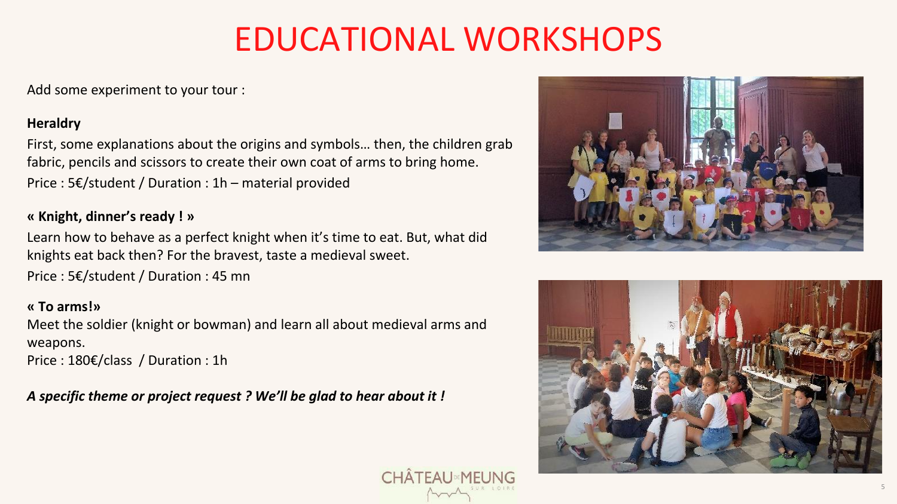# EDUCATIONAL WORKSHOPS

Add some experiment to your tour :

**Heraldry**

First, some explanations about the origins and symbols… then, the children grab fabric, pencils and scissors to create their own coat of arms to bring home.

Price : 5€/student / Duration : 1h – material provided

**« Knight, dinner's ready ! »**

Learn how to behave as a perfect knight when it's time to eat. But, what did knights eat back then? For the bravest, taste a medieval sweet.

Price : 5€/student / Duration : 45 mn

**« To arms!»**

Meet the soldier (knight or bowman) and learn all about medieval arms and weapons.

Price : 180€/class / Duration : 1h

***A specific theme or project request ? We'll be glad to hear about it !***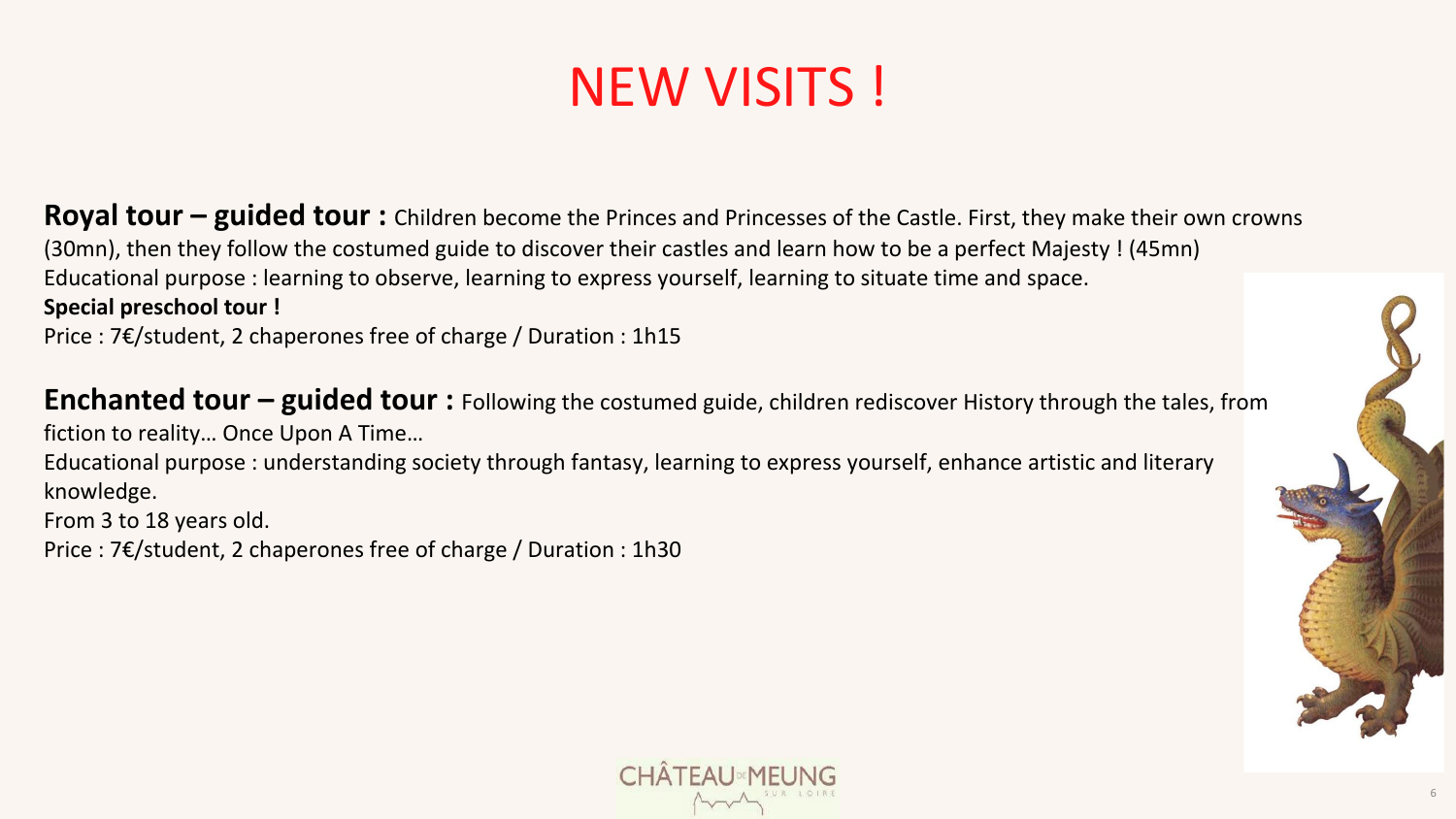# NEW VISITS !

**Royal tour – guided tour :** Children become the Princes and Princesses of the Castle. First, they make their own crowns (30mn), then they follow the costumed guide to discover their castles and learn how to be a perfect Majesty ! (45mn)
Educational purpose : learning to observe, learning to express yourself, learning to situate time and space.
**Special preschool tour !**
Price : 7€/student, 2 chaperones free of charge / Duration : 1h15

**Enchanted tour – guided tour :** Following the costumed guide, children rediscover History through the tales, from fiction to reality… Once Upon A Time…
Educational purpose : understanding society through fantasy, learning to express yourself, enhance artistic and literary knowledge.
From 3 to 18 years old.
Price : 7€/student, 2 chaperones free of charge / Duration : 1h30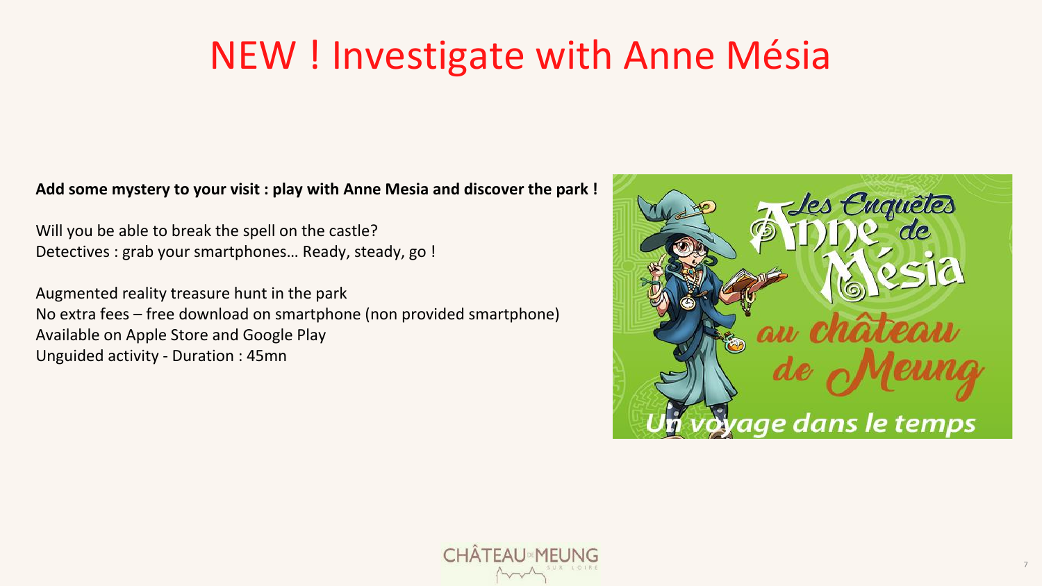# NEW ! Investigate with Anne Mésia

**Add some mystery to your visit : play with Anne Mesia and discover the park !**

Will you be able to break the spell on the castle?
Detectives : grab your smartphones… Ready, steady, go !

Augmented reality treasure hunt in the park
No extra fees – free download on smartphone (non provided smartphone)
Available on Apple Store and Google Play
Unguided activity - Duration : 45mn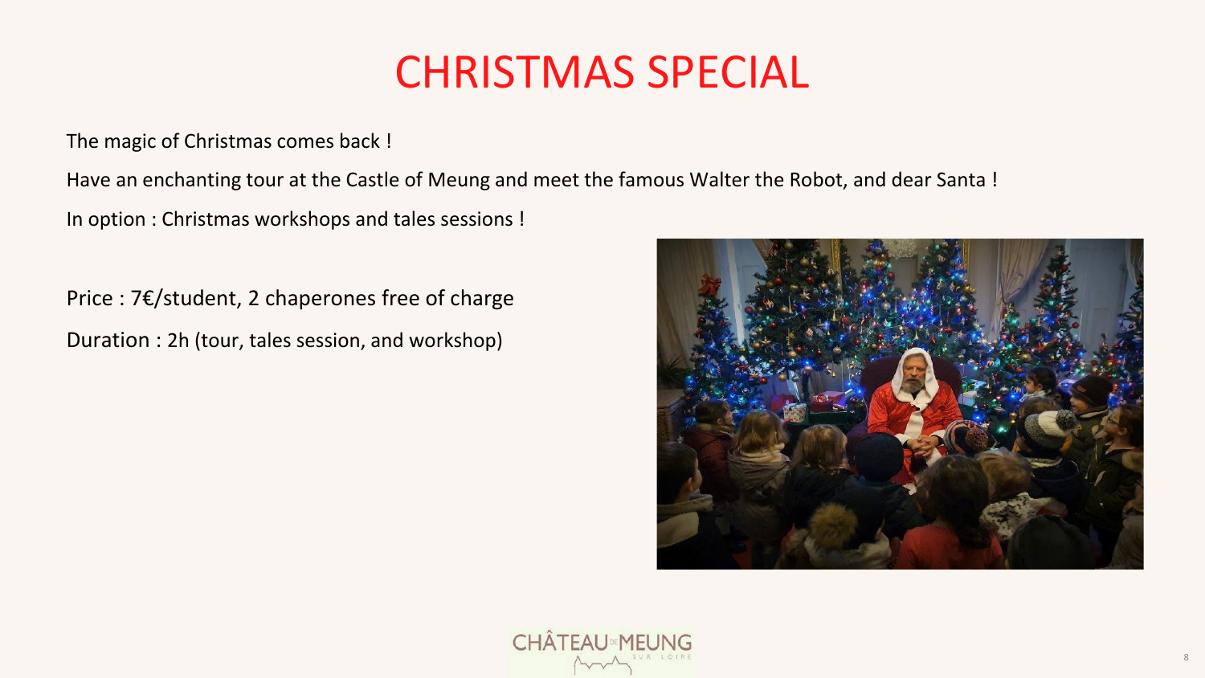# CHRISTMAS SPECIAL

The magic of Christmas comes back !

Have an enchanting tour at the Castle of Meung and meet the famous Walter the Robot, and dear Santa !

In option : Christmas workshops and tales sessions !

Price : 7€/student, 2 chaperones free of charge

Duration : 2h (tour, tales session, and workshop)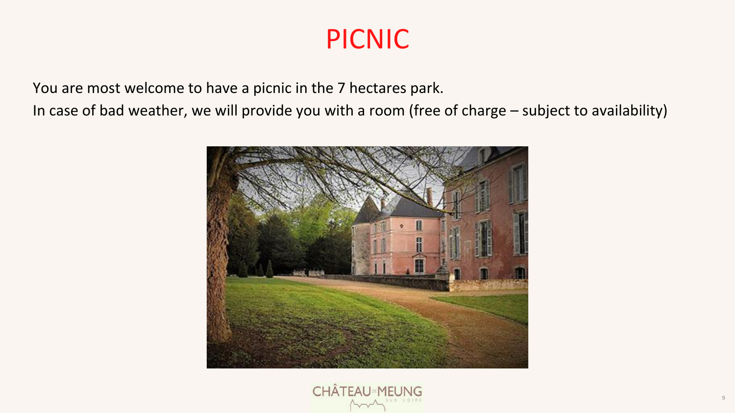# PICNIC

You are most welcome to have a picnic in the 7 hectares park.

In case of bad weather, we will provide you with a room (free of charge – subject to availability)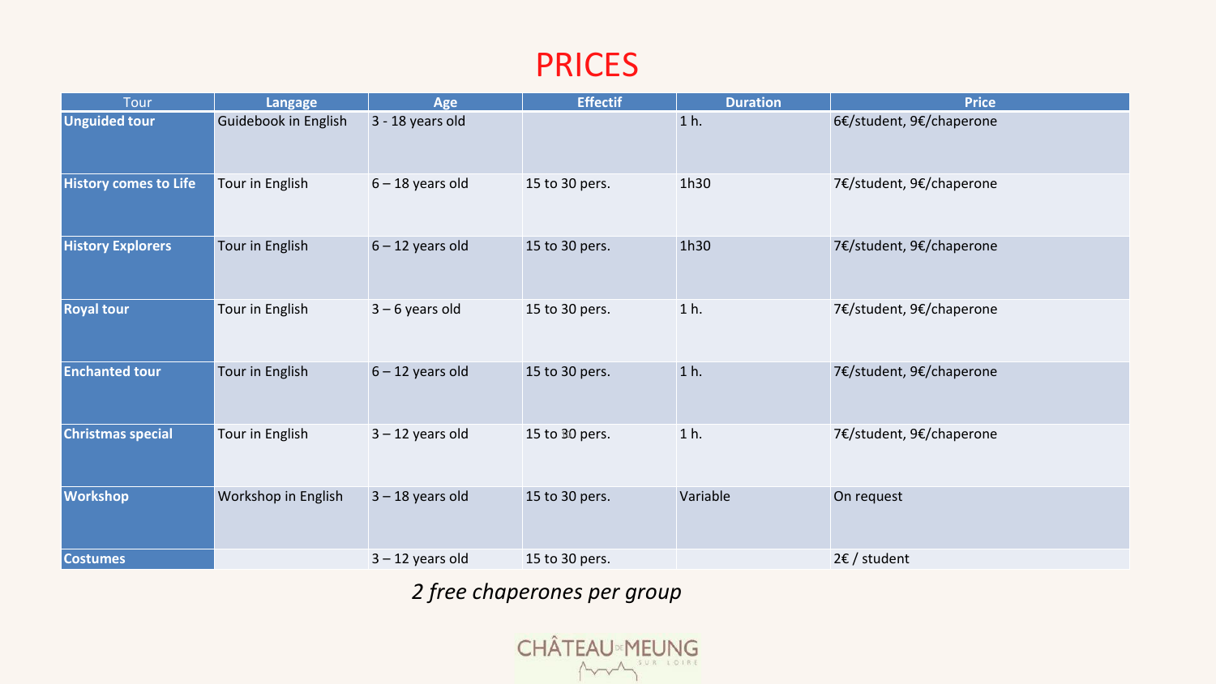# PRICES

| Tour | Langage | Age | Effectif | Duration | Price |
|---|---|---|---|---|---|
| **Unguided tour** | Guidebook in English | 3 - 18 years old | | 1 h. | 6€/student, 9€/chaperone |
| **History comes to Life** | Tour in English | 6 – 18 years old | 15 to 30 pers. | 1h30 | 7€/student, 9€/chaperone |
| **History Explorers** | Tour in English | 6 – 12 years old | 15 to 30 pers. | 1h30 | 7€/student, 9€/chaperone |
| **Royal tour** | Tour in English | 3 – 6 years old | 15 to 30 pers. | 1 h. | 7€/student, 9€/chaperone |
| **Enchanted tour** | Tour in English | 6 – 12 years old | 15 to 30 pers. | 1 h. | 7€/student, 9€/chaperone |
| **Christmas special** | Tour in English | 3 – 12 years old | 15 to 30 pers. | 1 h. | 7€/student, 9€/chaperone |
| **Workshop** | Workshop in English | 3 – 18 years old | 15 to 30 pers. | Variable | On request |
| **Costumes** | | 3 – 12 years old | 15 to 30 pers. | | 2€ / student |

*2 free chaperones per group*

CHÂTEAU DE MEUNG SUR LOIRE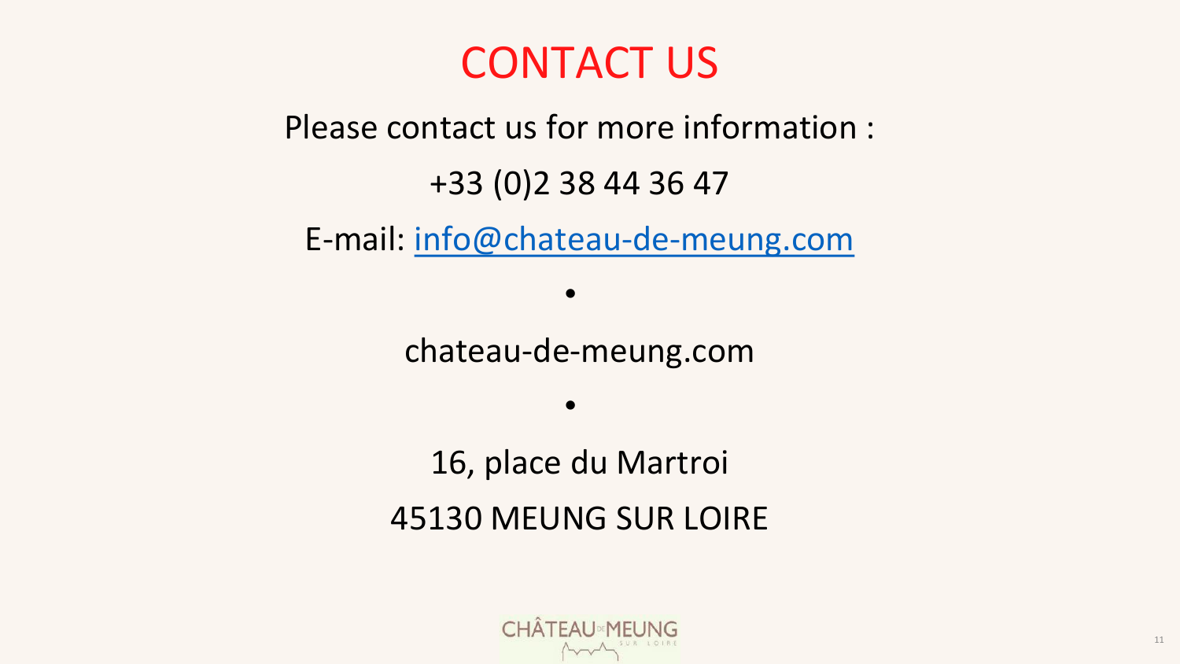# CONTACT US

Please contact us for more information :

+33 (0)2 38 44 36 47

E-mail: info@chateau-de-meung.com

•

chateau-de-meung.com

•

16, place du Martroi

45130 MEUNG SUR LOIRE

CHÂTEAU DE MEUNG SUR LOIRE